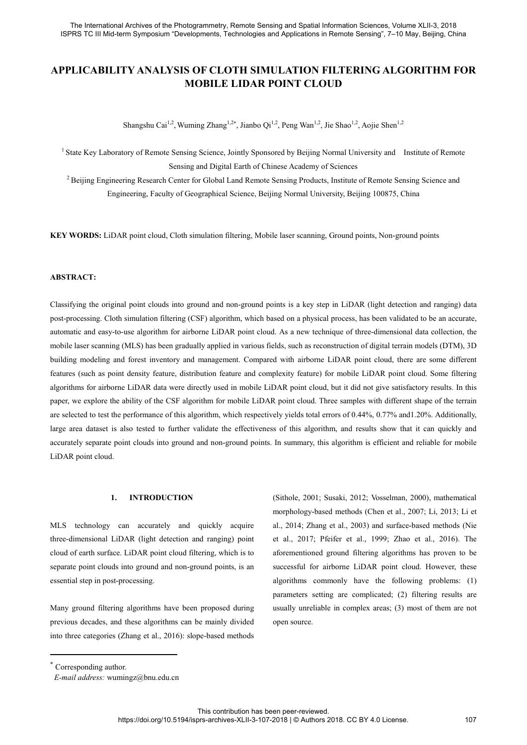# APPLICABILITY ANALYSIS OF CLOTH SIMULATION FILTERING ALGORITHM FOR MOBILE LIDAR POINT CLOUD

Shangshu Cai[1,2], Wuming Zhang[1,2*], Jianbo Qi[1,2], Peng Wan[1,2], Jie Shao[1,2], Aojie Shen[1,2]

[1] State Key Laboratory of Remote Sensing Science, Jointly Sponsored by Beijing Normal University and Institute of Remote Sensing and Digital Earth of Chinese Academy of Sciences

[2] Beijing Engineering Research Center for Global Land Remote Sensing Products, Institute of Remote Sensing Science and Engineering, Faculty of Geographical Science, Beijing Normal University, Beijing 100875, China

**KEY WORDS:** LiDAR point cloud, Cloth simulation filtering, Mobile laser scanning, Ground points, Non-ground points

## ABSTRACT:

Classifying the original point clouds into ground and non-ground points is a key step in LiDAR (light detection and ranging) data post-processing. Cloth simulation filtering (CSF) algorithm, which based on a physical process, has been validated to be an accurate, automatic and easy-to-use algorithm for airborne LiDAR point cloud. As a new technique of three-dimensional data collection, the mobile laser scanning (MLS) has been gradually applied in various fields, such as reconstruction of digital terrain models (DTM), 3D building modeling and forest inventory and management. Compared with airborne LiDAR point cloud, there are some different features (such as point density feature, distribution feature and complexity feature) for mobile LiDAR point cloud. Some filtering algorithms for airborne LiDAR data were directly used in mobile LiDAR point cloud, but it did not give satisfactory results. In this paper, we explore the ability of the CSF algorithm for mobile LiDAR point cloud. Three samples with different shape of the terrain are selected to test the performance of this algorithm, which respectively yields total errors of 0.44%, 0.77% and1.20%. Additionally, large area dataset is also tested to further validate the effectiveness of this algorithm, and results show that it can quickly and accurately separate point clouds into ground and non-ground points. In summary, this algorithm is efficient and reliable for mobile LiDAR point cloud.

## 1. INTRODUCTION

MLS technology can accurately and quickly acquire three-dimensional LiDAR (light detection and ranging) point cloud of earth surface. LiDAR point cloud filtering, which is to separate point clouds into ground and non-ground points, is an essential step in post-processing.

Many ground filtering algorithms have been proposed during previous decades, and these algorithms can be mainly divided into three categories (Zhang et al., 2016): slope-based methods (Sithole, 2001; Susaki, 2012; Vosselman, 2000), mathematical morphology-based methods (Chen et al., 2007; Li, 2013; Li et al., 2014; Zhang et al., 2003) and surface-based methods (Nie et al., 2017; Pfeifer et al., 1999; Zhao et al., 2016). The aforementioned ground filtering algorithms has proven to be successful for airborne LiDAR point cloud. However, these algorithms commonly have the following problems: (1) parameters setting are complicated; (2) filtering results are usually unreliable in complex areas; (3) most of them are not open source.

[*] Corresponding author.
*E-mail address:* wumingz@bnu.edu.cn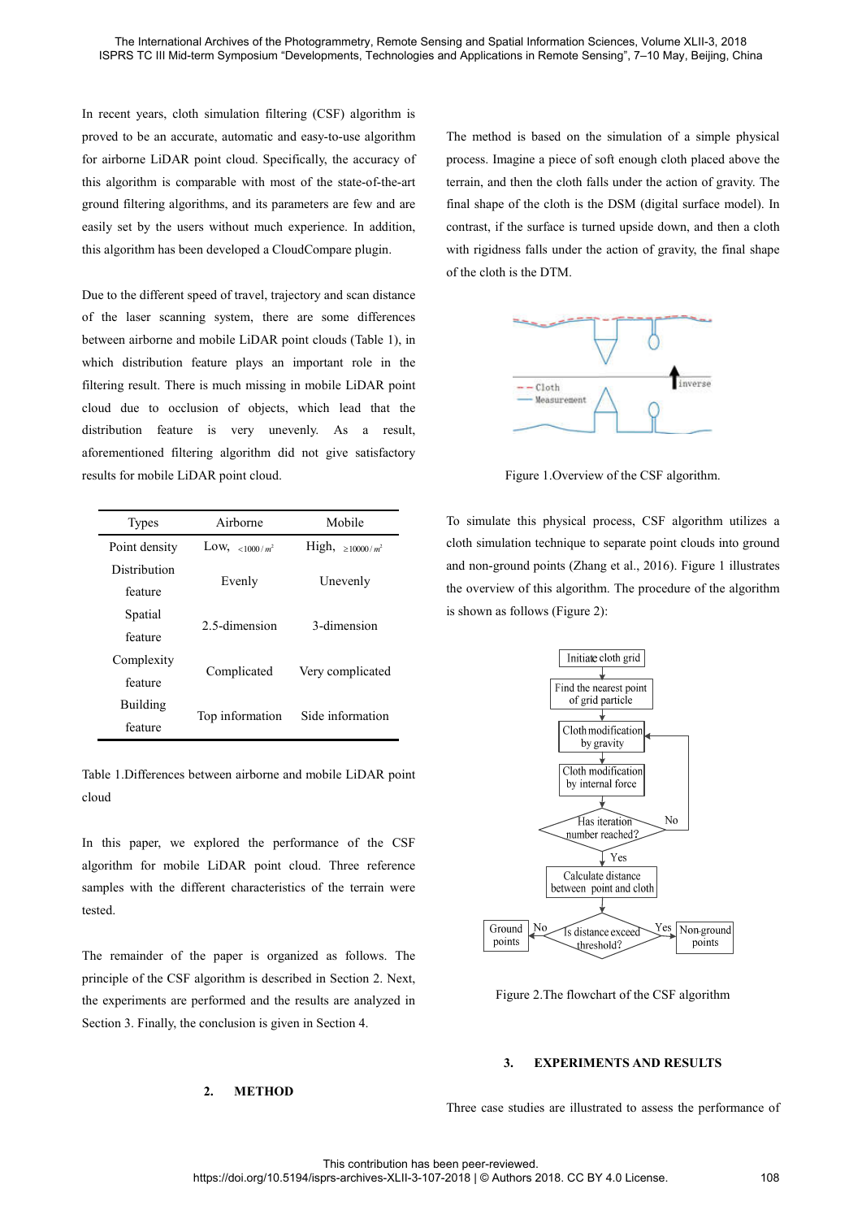In recent years, cloth simulation filtering (CSF) algorithm is proved to be an accurate, automatic and easy-to-use algorithm for airborne LiDAR point cloud. Specifically, the accuracy of this algorithm is comparable with most of the state-of-the-art ground filtering algorithms, and its parameters are few and are easily set by the users without much experience. In addition, this algorithm has been developed a CloudCompare plugin.

Due to the different speed of travel, trajectory and scan distance of the laser scanning system, there are some differences between airborne and mobile LiDAR point clouds (Table 1), in which distribution feature plays an important role in the filtering result. There is much missing in mobile LiDAR point cloud due to occlusion of objects, which lead that the distribution feature is very unevenly. As a result, aforementioned filtering algorithm did not give satisfactory results for mobile LiDAR point cloud.

| Types | Airborne | Mobile |
|---|---|---|
| Point density | Low, $<1000/m^2$ | High, $\geq 10000/m^2$ |
| Distribution feature | Evenly | Unevenly |
| Spatial feature | 2.5-dimension | 3-dimension |
| Complexity feature | Complicated | Very complicated |
| Building feature | Top information | Side information |

Table 1.Differences between airborne and mobile LiDAR point cloud

In this paper, we explored the performance of the CSF algorithm for mobile LiDAR point cloud. Three reference samples with the different characteristics of the terrain were tested.

The remainder of the paper is organized as follows. The principle of the CSF algorithm is described in Section 2. Next, the experiments are performed and the results are analyzed in Section 3. Finally, the conclusion is given in Section 4.

## 2. METHOD

The method is based on the simulation of a simple physical process. Imagine a piece of soft enough cloth placed above the terrain, and then the cloth falls under the action of gravity. The final shape of the cloth is the DSM (digital surface model). In contrast, if the surface is turned upside down, and then a cloth with rigidness falls under the action of gravity, the final shape of the cloth is the DTM.

Figure 1.Overview of the CSF algorithm.

To simulate this physical process, CSF algorithm utilizes a cloth simulation technique to separate point clouds into ground and non-ground points (Zhang et al., 2016). Figure 1 illustrates the overview of this algorithm. The procedure of the algorithm is shown as follows (Figure 2):

Figure 2.The flowchart of the CSF algorithm

## 3. EXPERIMENTS AND RESULTS

Three case studies are illustrated to assess the performance of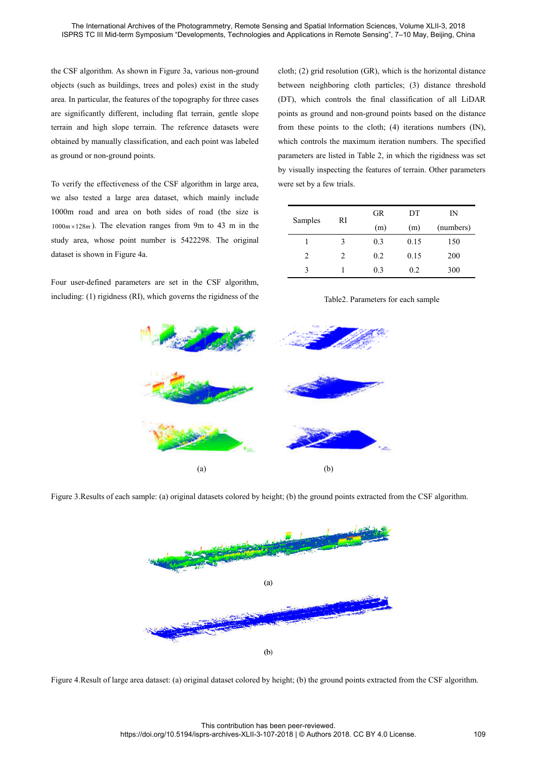the CSF algorithm. As shown in Figure 3a, various non-ground objects (such as buildings, trees and poles) exist in the study area. In particular, the features of the topography for three cases are significantly different, including flat terrain, gentle slope terrain and high slope terrain. The reference datasets were obtained by manually classification, and each point was labeled as ground or non-ground points.

To verify the effectiveness of the CSF algorithm in large area, we also tested a large area dataset, which mainly include 1000m road and area on both sides of road (the size is $1000m \times 128m$ ). The elevation ranges from 9m to 43 m in the study area, whose point number is 5422298. The original dataset is shown in Figure 4a.

Four user-defined parameters are set in the CSF algorithm, including: (1) rigidness (RI), which governs the rigidness of the cloth; (2) grid resolution (GR), which is the horizontal distance between neighboring cloth particles; (3) distance threshold (DT), which controls the final classification of all LiDAR points as ground and non-ground points based on the distance from these points to the cloth; (4) iterations numbers (IN), which controls the maximum iteration numbers. The specified parameters are listed in Table 2, in which the rigidness was set by visually inspecting the features of terrain. Other parameters were set by a few trials.

| Samples | RI | GR (m) | DT (m) | IN (numbers) |
|---|---|---|---|---|
| 1 | 3 | 0.3 | 0.15 | 150 |
| 2 | 2 | 0.2 | 0.15 | 200 |
| 3 | 1 | 0.3 | 0.2 | 300 |

Table2. Parameters for each sample

(a) (b)

Figure 3.Results of each sample: (a) original datasets colored by height; (b) the ground points extracted from the CSF algorithm.

(a)

(b)

Figure 4.Result of large area dataset: (a) original dataset colored by height; (b) the ground points extracted from the CSF algorithm.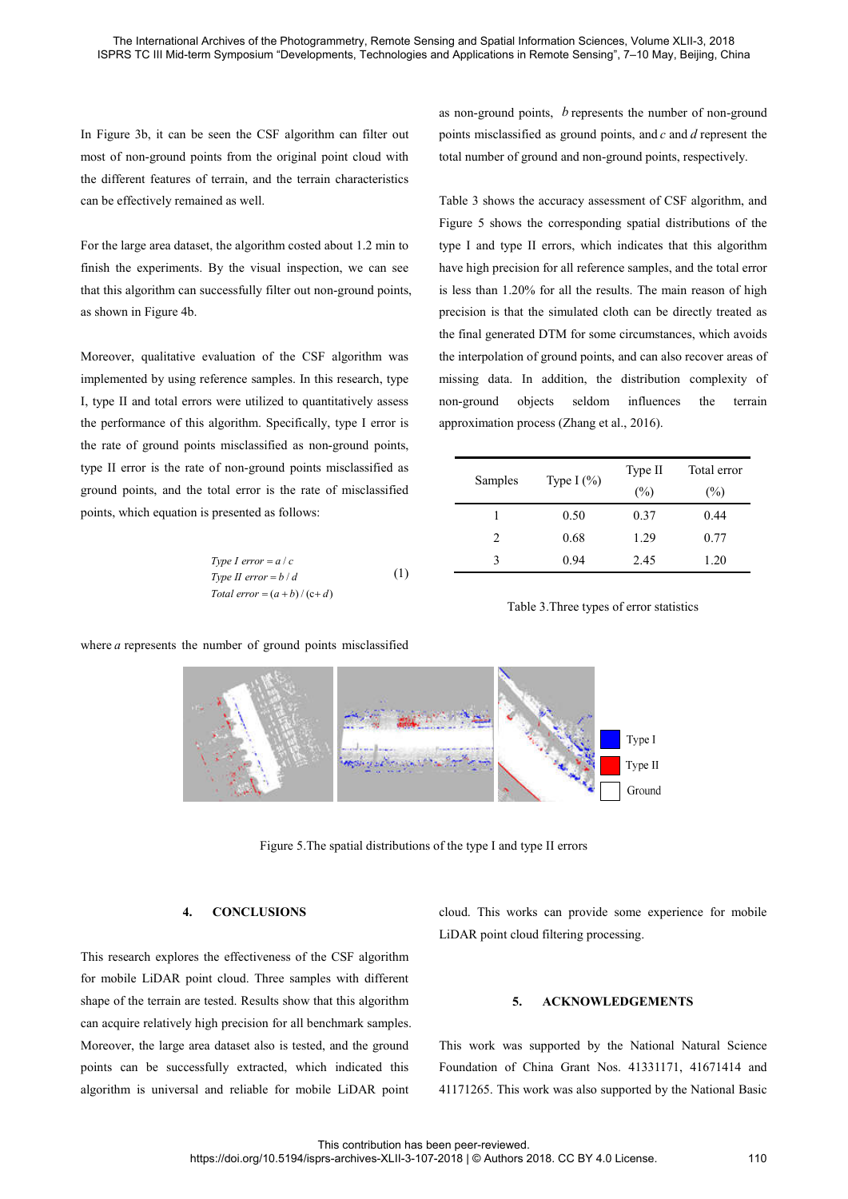In Figure 3b, it can be seen the CSF algorithm can filter out most of non-ground points from the original point cloud with the different features of terrain, and the terrain characteristics can be effectively remained as well.

For the large area dataset, the algorithm costed about 1.2 min to finish the experiments. By the visual inspection, we can see that this algorithm can successfully filter out non-ground points, as shown in Figure 4b.

Moreover, qualitative evaluation of the CSF algorithm was implemented by using reference samples. In this research, type I, type II and total errors were utilized to quantitatively assess the performance of this algorithm. Specifically, type I error is the rate of ground points misclassified as non-ground points, type II error is the rate of non-ground points misclassified as ground points, and the total error is the rate of misclassified points, which equation is presented as follows:

$$
\begin{aligned}
&Type\ I\ error = a / c \\
&Type\ II\ error = b / d \\
&Total\ error = (a+b)/(c+d)
\end{aligned}
\tag{1}
$$

where $a$ represents the number of ground points misclassified as non-ground points, $b$ represents the number of non-ground points misclassified as ground points, and $c$ and $d$ represent the total number of ground and non-ground points, respectively.

Table 3 shows the accuracy assessment of CSF algorithm, and Figure 5 shows the corresponding spatial distributions of the type I and type II errors, which indicates that this algorithm have high precision for all reference samples, and the total error is less than 1.20% for all the results. The main reason of high precision is that the simulated cloth can be directly treated as the final generated DTM for some circumstances, which avoids the interpolation of ground points, and can also recover areas of missing data. In addition, the distribution complexity of non-ground objects seldom influences the terrain approximation process (Zhang et al., 2016).

| Samples | Type I (%) | Type II (%) | Total error (%) |
|---|---|---|---|
| 1 | 0.50 | 0.37 | 0.44 |
| 2 | 0.68 | 1.29 | 0.77 |
| 3 | 0.94 | 2.45 | 1.20 |

Table 3.Three types of error statistics

Figure 5.The spatial distributions of the type I and type II errors

## 4. CONCLUSIONS

This research explores the effectiveness of the CSF algorithm for mobile LiDAR point cloud. Three samples with different shape of the terrain are tested. Results show that this algorithm can acquire relatively high precision for all benchmark samples. Moreover, the large area dataset also is tested, and the ground points can be successfully extracted, which indicated this algorithm is universal and reliable for mobile LiDAR point cloud. This works can provide some experience for mobile LiDAR point cloud filtering processing.

## 5. ACKNOWLEDGEMENTS

This work was supported by the National Natural Science Foundation of China Grant Nos. 41331171, 41671414 and 41171265. This work was also supported by the National Basic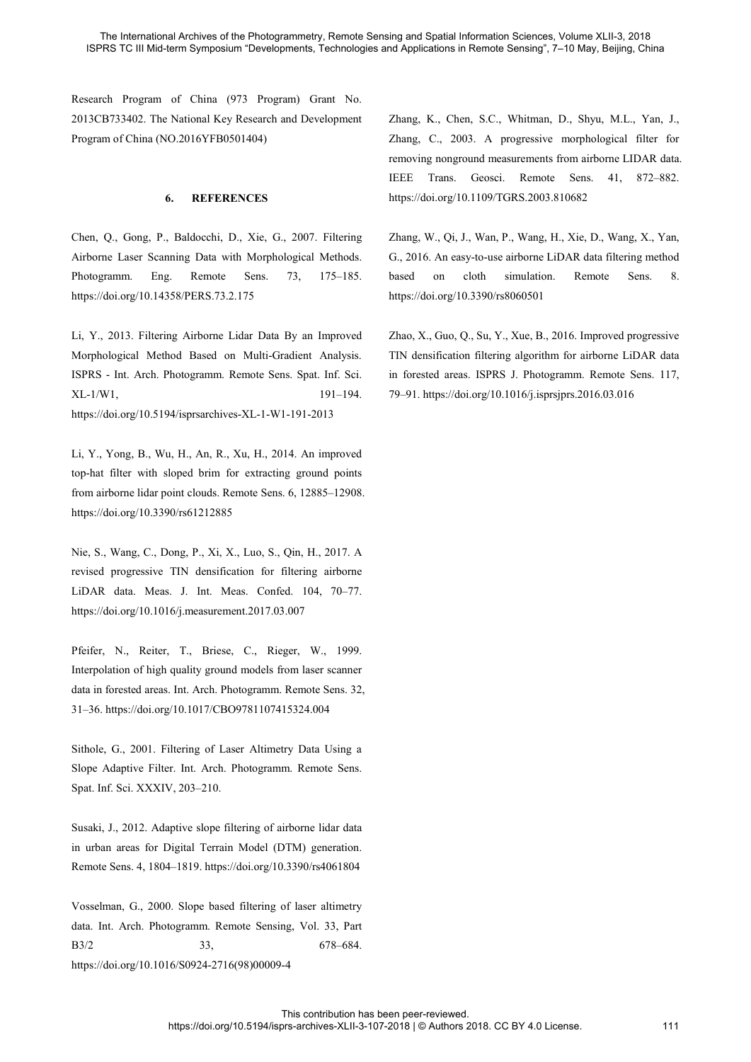Research Program of China (973 Program) Grant No. 2013CB733402. The National Key Research and Development Program of China (NO.2016YFB0501404)

## 6. REFERENCES

Chen, Q., Gong, P., Baldocchi, D., Xie, G., 2007. Filtering Airborne Laser Scanning Data with Morphological Methods. Photogramm. Eng. Remote Sens. 73, 175–185. https://doi.org/10.14358/PERS.73.2.175

Li, Y., 2013. Filtering Airborne Lidar Data By an Improved Morphological Method Based on Multi-Gradient Analysis. ISPRS - Int. Arch. Photogramm. Remote Sens. Spat. Inf. Sci. XL-1/W1, 191–194. https://doi.org/10.5194/isprsarchives-XL-1-W1-191-2013

Li, Y., Yong, B., Wu, H., An, R., Xu, H., 2014. An improved top-hat filter with sloped brim for extracting ground points from airborne lidar point clouds. Remote Sens. 6, 12885–12908. https://doi.org/10.3390/rs61212885

Nie, S., Wang, C., Dong, P., Xi, X., Luo, S., Qin, H., 2017. A revised progressive TIN densification for filtering airborne LiDAR data. Meas. J. Int. Meas. Confed. 104, 70–77. https://doi.org/10.1016/j.measurement.2017.03.007

Pfeifer, N., Reiter, T., Briese, C., Rieger, W., 1999. Interpolation of high quality ground models from laser scanner data in forested areas. Int. Arch. Photogramm. Remote Sens. 32, 31–36. https://doi.org/10.1017/CBO9781107415324.004

Sithole, G., 2001. Filtering of Laser Altimetry Data Using a Slope Adaptive Filter. Int. Arch. Photogramm. Remote Sens. Spat. Inf. Sci. XXXIV, 203–210.

Susaki, J., 2012. Adaptive slope filtering of airborne lidar data in urban areas for Digital Terrain Model (DTM) generation. Remote Sens. 4, 1804–1819. https://doi.org/10.3390/rs4061804

Vosselman, G., 2000. Slope based filtering of laser altimetry data. Int. Arch. Photogramm. Remote Sensing, Vol. 33, Part B3/2 33, 678–684. https://doi.org/10.1016/S0924-2716(98)00009-4

Zhang, K., Chen, S.C., Whitman, D., Shyu, M.L., Yan, J., Zhang, C., 2003. A progressive morphological filter for removing nonground measurements from airborne LIDAR data. IEEE Trans. Geosci. Remote Sens. 41, 872–882. https://doi.org/10.1109/TGRS.2003.810682

Zhang, W., Qi, J., Wan, P., Wang, H., Xie, D., Wang, X., Yan, G., 2016. An easy-to-use airborne LiDAR data filtering method based on cloth simulation. Remote Sens. 8. https://doi.org/10.3390/rs8060501

Zhao, X., Guo, Q., Su, Y., Xue, B., 2016. Improved progressive TIN densification filtering algorithm for airborne LiDAR data in forested areas. ISPRS J. Photogramm. Remote Sens. 117, 79–91. https://doi.org/10.1016/j.isprsjprs.2016.03.016